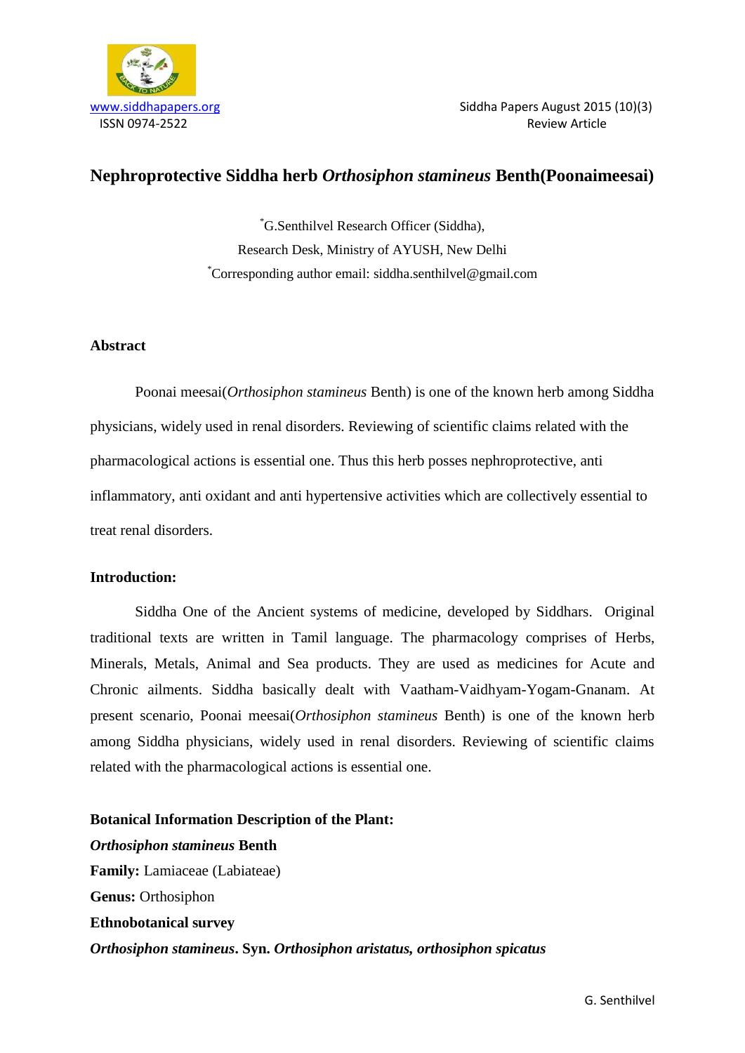# Nephroprotective Siddha herb *Orthosiphon stamineus* Benth(Poonaimeesai)

*G.Senthilvel Research Officer (Siddha),
Research Desk, Ministry of AYUSH, New Delhi
*Corresponding author email: siddha.senthilvel@gmail.com

## Abstract

Poonai meesai(*Orthosiphon stamineus* Benth) is one of the known herb among Siddha physicians, widely used in renal disorders. Reviewing of scientific claims related with the pharmacological actions is essential one. Thus this herb posses nephroprotective, anti inflammatory, anti oxidant and anti hypertensive activities which are collectively essential to treat renal disorders.

## Introduction:

Siddha One of the Ancient systems of medicine, developed by Siddhars. Original traditional texts are written in Tamil language. The pharmacology comprises of Herbs, Minerals, Metals, Animal and Sea products. They are used as medicines for Acute and Chronic ailments. Siddha basically dealt with Vaatham-Vaidhyam-Yogam-Gnanam. At present scenario, Poonai meesai(*Orthosiphon stamineus* Benth) is one of the known herb among Siddha physicians, widely used in renal disorders. Reviewing of scientific claims related with the pharmacological actions is essential one.

## Botanical Information Description of the Plant:

***Orthosiphon stamineus* Benth**
**Family:** Lamiaceae (Labiateae)
**Genus:** Orthosiphon
**Ethnobotanical survey**
***Orthosiphon stamineus*. Syn. *Orthosiphon aristatus, orthosiphon spicatus***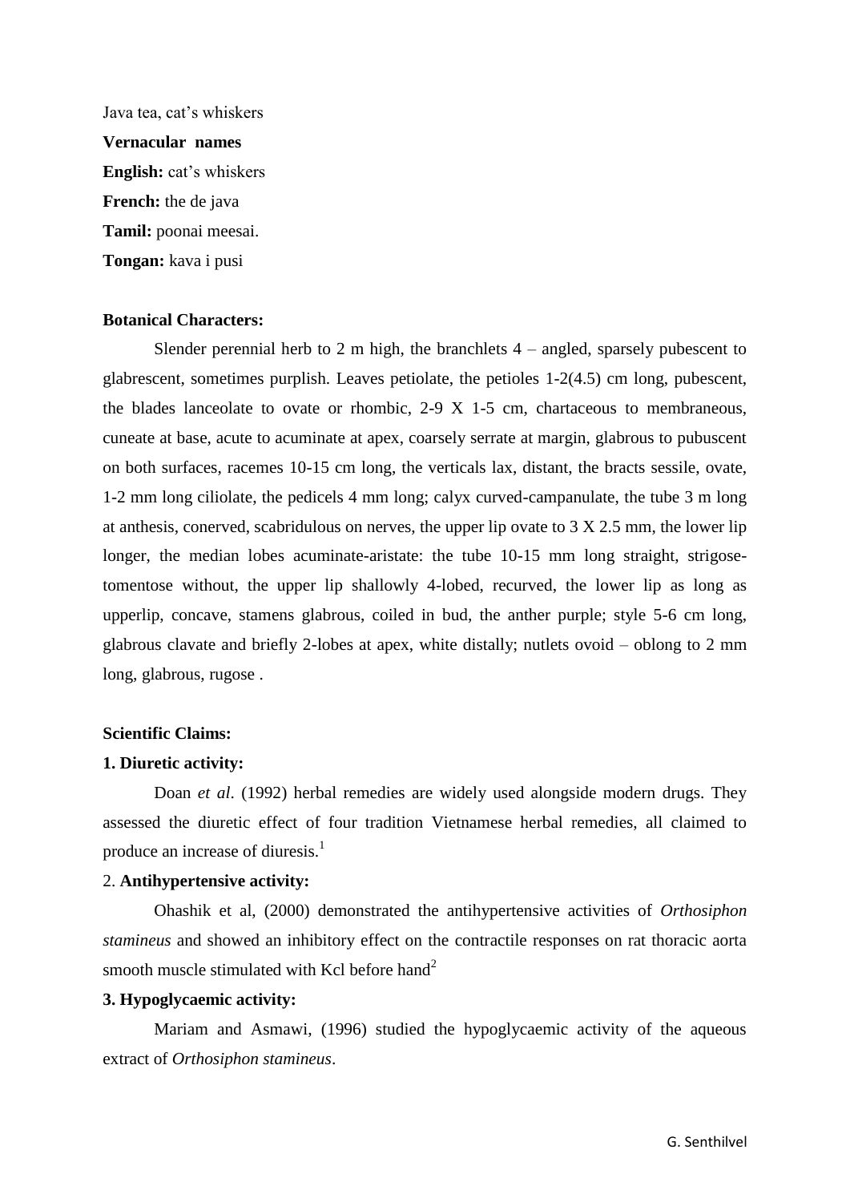Java tea, cat's whiskers

**Vernacular names**

**English:** cat's whiskers

**French:** the de java

**Tamil:** poonai meesai.

**Tongan:** kava i pusi

**Botanical Characters:**

Slender perennial herb to 2 m high, the branchlets 4 – angled, sparsely pubescent to glabrescent, sometimes purplish. Leaves petiolate, the petioles 1-2(4.5) cm long, pubescent, the blades lanceolate to ovate or rhombic, 2-9 X 1-5 cm, chartaceous to membraneous, cuneate at base, acute to acuminate at apex, coarsely serrate at margin, glabrous to pubuscent on both surfaces, racemes 10-15 cm long, the verticals lax, distant, the bracts sessile, ovate, 1-2 mm long ciliolate, the pedicels 4 mm long; calyx curved-campanulate, the tube 3 m long at anthesis, conerved, scabridulous on nerves, the upper lip ovate to 3 X 2.5 mm, the lower lip longer, the median lobes acuminate-aristate: the tube 10-15 mm long straight, strigose-tomentose without, the upper lip shallowly 4-lobed, recurved, the lower lip as long as upperlip, concave, stamens glabrous, coiled in bud, the anther purple; style 5-6 cm long, glabrous clavate and briefly 2-lobes at apex, white distally; nutlets ovoid – oblong to 2 mm long, glabrous, rugose .

**Scientific Claims:**

**1. Diuretic activity:**

Doan *et al*. (1992) herbal remedies are widely used alongside modern drugs. They assessed the diuretic effect of four tradition Vietnamese herbal remedies, all claimed to produce an increase of diuresis.[1]

2. **Antihypertensive activity:**

Ohashik et al, (2000) demonstrated the antihypertensive activities of *Orthosiphon stamineus* and showed an inhibitory effect on the contractile responses on rat thoracic aorta smooth muscle stimulated with Kcl before hand[2]

**3. Hypoglycaemic activity:**

Mariam and Asmawi, (1996) studied the hypoglycaemic activity of the aqueous extract of *Orthosiphon stamineus*.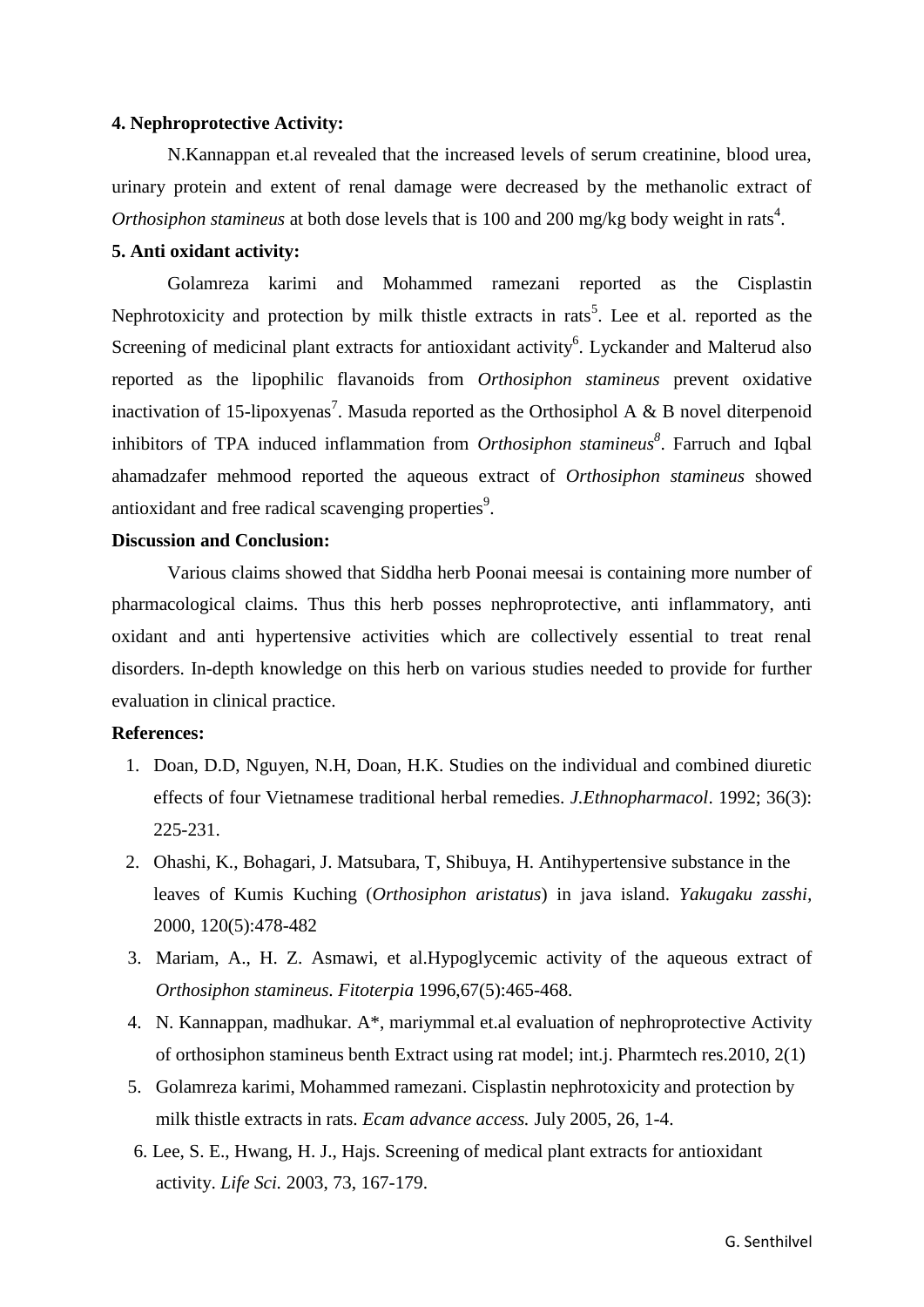**4. Nephroprotective Activity:**

N.Kannappan et.al revealed that the increased levels of serum creatinine, blood urea, urinary protein and extent of renal damage were decreased by the methanolic extract of *Orthosiphon stamineus* at both dose levels that is 100 and 200 mg/kg body weight in rats[4].

**5. Anti oxidant activity:**

Golamreza karimi and Mohammed ramezani reported as the Cisplastin Nephrotoxicity and protection by milk thistle extracts in rats[5]. Lee et al. reported as the Screening of medicinal plant extracts for antioxidant activity[6]. Lyckander and Malterud also reported as the lipophilic flavanoids from *Orthosiphon stamineus* prevent oxidative inactivation of 15-lipoxyenas[7]. Masuda reported as the Orthosiphol A & B novel diterpenoid inhibitors of TPA induced inflammation from *Orthosiphon stamineus*[8]. Farruch and Iqbal ahamadzafer mehmood reported the aqueous extract of *Orthosiphon stamineus* showed antioxidant and free radical scavenging properties[9].

**Discussion and Conclusion:**

Various claims showed that Siddha herb Poonai meesai is containing more number of pharmacological claims. Thus this herb posses nephroprotective, anti inflammatory, anti oxidant and anti hypertensive activities which are collectively essential to treat renal disorders. In-depth knowledge on this herb on various studies needed to provide for further evaluation in clinical practice.

**References:**

1. Doan, D.D, Nguyen, N.H, Doan, H.K. Studies on the individual and combined diuretic effects of four Vietnamese traditional herbal remedies. *J.Ethnopharmacol*. 1992; 36(3): 225-231.
2. Ohashi, K., Bohagari, J. Matsubara, T, Shibuya, H. Antihypertensive substance in the leaves of Kumis Kuching (*Orthosiphon aristatus*) in java island. *Yakugaku zasshi*, 2000, 120(5):478-482
3. Mariam, A., H. Z. Asmawi, et al.Hypoglycemic activity of the aqueous extract of *Orthosiphon stamineus*. *Fitoterpia* 1996,67(5):465-468.
4. N. Kannappan, madhukar. A*, mariymmal et.al evaluation of nephroprotective Activity of orthosiphon stamineus benth Extract using rat model; int.j. Pharmtech res.2010, 2(1)
5. Golamreza karimi, Mohammed ramezani. Cisplastin nephrotoxicity and protection by milk thistle extracts in rats. *Ecam advance access.* July 2005, 26, 1-4.
6. Lee, S. E., Hwang, H. J., Hajs. Screening of medical plant extracts for antioxidant activity. *Life Sci.* 2003, 73, 167-179.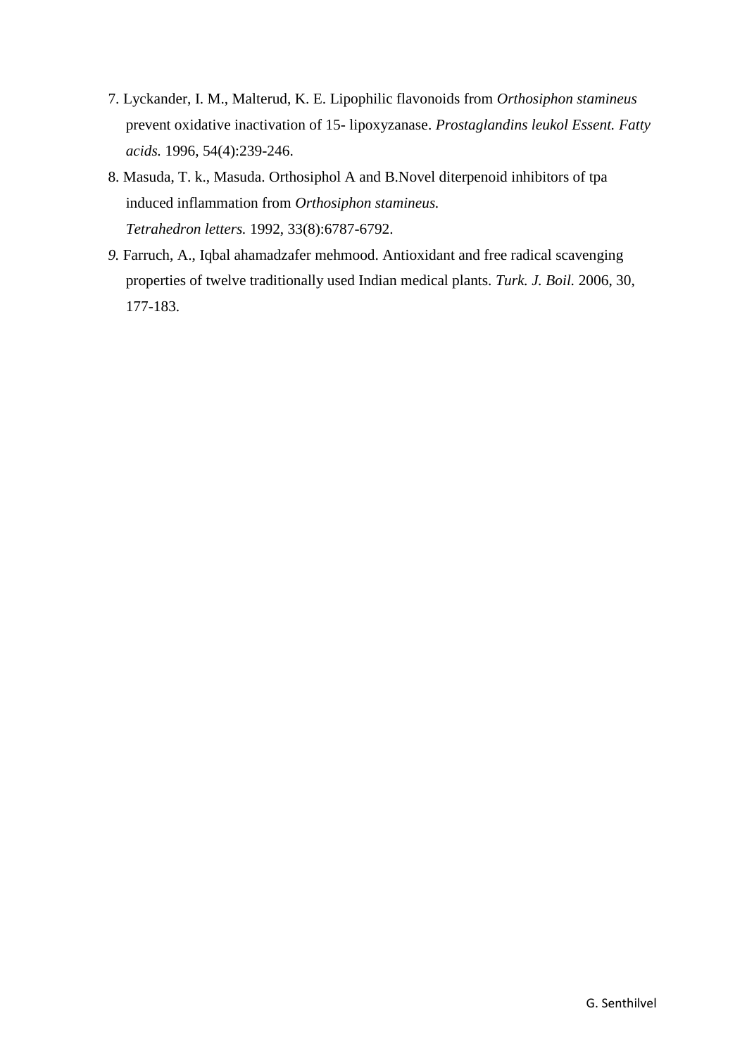7. Lyckander, I. M., Malterud, K. E. Lipophilic flavonoids from *Orthosiphon stamineus* prevent oxidative inactivation of 15- lipoxyzanase. *Prostaglandins leukol Essent. Fatty acids.* 1996, 54(4):239-246.

8. Masuda, T. k., Masuda. Orthosiphol A and B.Novel diterpenoid inhibitors of tpa induced inflammation from *Orthosiphon stamineus.* *Tetrahedron letters.* 1992, 33(8):6787-6792.

*9.* Farruch, A., Iqbal ahamadzafer mehmood. Antioxidant and free radical scavenging properties of twelve traditionally used Indian medical plants. *Turk. J. Boil.* 2006, 30, 177-183.